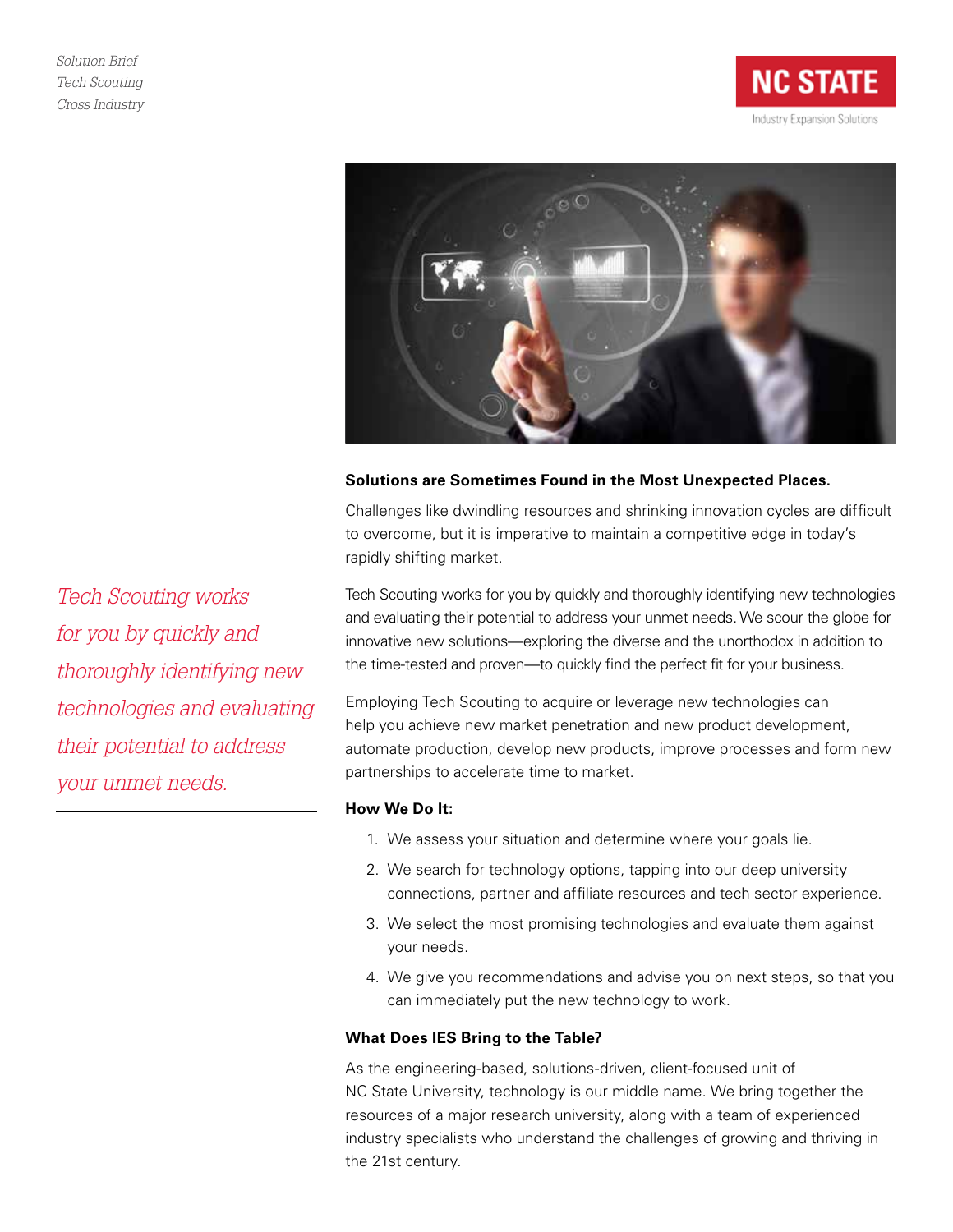*Solution Brief*
*Tech Scouting*
*Cross Industry*

NC STATE
Industry Expansion Solutions

**Solutions are Sometimes Found in the Most Unexpected Places.**

Challenges like dwindling resources and shrinking innovation cycles are difficult to overcome, but it is imperative to maintain a competitive edge in today's rapidly shifting market.

*Tech Scouting works for you by quickly and thoroughly identifying new technologies and evaluating their potential to address your unmet needs.*

Tech Scouting works for you by quickly and thoroughly identifying new technologies and evaluating their potential to address your unmet needs. We scour the globe for innovative new solutions—exploring the diverse and the unorthodox in addition to the time-tested and proven—to quickly find the perfect fit for your business.

Employing Tech Scouting to acquire or leverage new technologies can help you achieve new market penetration and new product development, automate production, develop new products, improve processes and form new partnerships to accelerate time to market.

**How We Do It:**

1. We assess your situation and determine where your goals lie.
2. We search for technology options, tapping into our deep university connections, partner and affiliate resources and tech sector experience.
3. We select the most promising technologies and evaluate them against your needs.
4. We give you recommendations and advise you on next steps, so that you can immediately put the new technology to work.

**What Does IES Bring to the Table?**

As the engineering-based, solutions-driven, client-focused unit of NC State University, technology is our middle name. We bring together the resources of a major research university, along with a team of experienced industry specialists who understand the challenges of growing and thriving in the 21st century.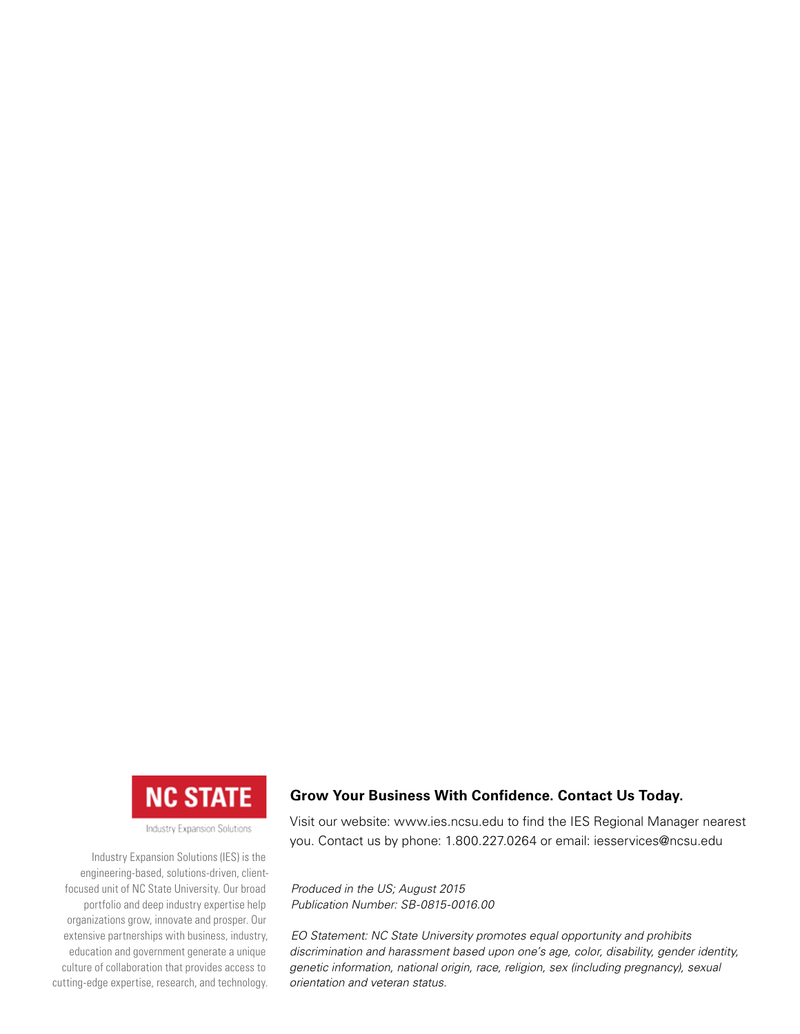**NC STATE**

Industry Expansion Solutions

Industry Expansion Solutions (IES) is the engineering-based, solutions-driven, client-focused unit of NC State University. Our broad portfolio and deep industry expertise help organizations grow, innovate and prosper. Our extensive partnerships with business, industry, education and government generate a unique culture of collaboration that provides access to cutting-edge expertise, research, and technology.

**Grow Your Business With Confidence. Contact Us Today.**

Visit our website: www.ies.ncsu.edu to find the IES Regional Manager nearest you. Contact us by phone: 1.800.227.0264 or email: iesservices@ncsu.edu

*Produced in the US; August 2015*
*Publication Number: SB-0815-0016.00*

*EO Statement: NC State University promotes equal opportunity and prohibits discrimination and harassment based upon one's age, color, disability, gender identity, genetic information, national origin, race, religion, sex (including pregnancy), sexual orientation and veteran status.*